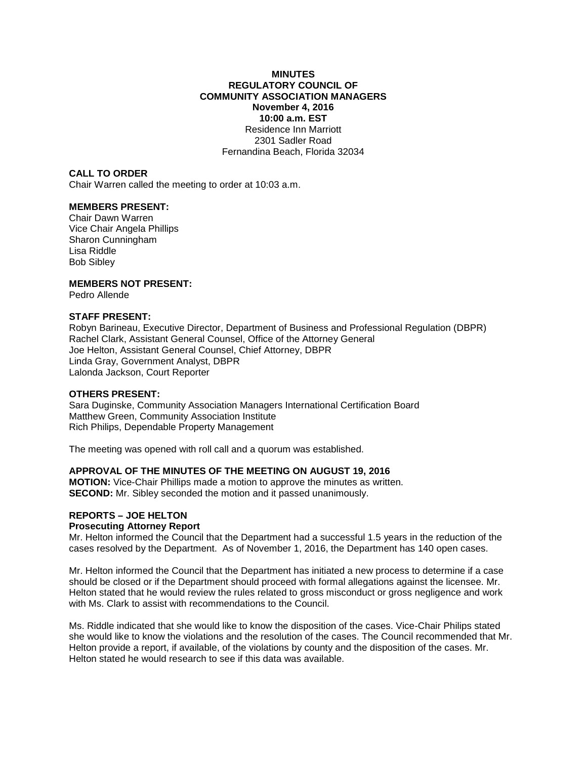# MINUTES
## REGULATORY COUNCIL OF COMMUNITY ASSOCIATION MANAGERS

**November 4, 2016**
**10:00 a.m. EST**
Residence Inn Marriott
2301 Sadler Road
Fernandina Beach, Florida 32034

**CALL TO ORDER**
Chair Warren called the meeting to order at 10:03 a.m.

**MEMBERS PRESENT:**
Chair Dawn Warren
Vice Chair Angela Phillips
Sharon Cunningham
Lisa Riddle
Bob Sibley

**MEMBERS NOT PRESENT:**
Pedro Allende

**STAFF PRESENT:**
Robyn Barineau, Executive Director, Department of Business and Professional Regulation (DBPR)
Rachel Clark, Assistant General Counsel, Office of the Attorney General
Joe Helton, Assistant General Counsel, Chief Attorney, DBPR
Linda Gray, Government Analyst, DBPR
Lalonda Jackson, Court Reporter

**OTHERS PRESENT:**
Sara Duginske, Community Association Managers International Certification Board
Matthew Green, Community Association Institute
Rich Philips, Dependable Property Management

The meeting was opened with roll call and a quorum was established.

**APPROVAL OF THE MINUTES OF THE MEETING ON AUGUST 19, 2016**
**MOTION:** Vice-Chair Phillips made a motion to approve the minutes as written.
**SECOND:** Mr. Sibley seconded the motion and it passed unanimously.

**REPORTS – JOE HELTON**
**Prosecuting Attorney Report**
Mr. Helton informed the Council that the Department had a successful 1.5 years in the reduction of the cases resolved by the Department. As of November 1, 2016, the Department has 140 open cases.

Mr. Helton informed the Council that the Department has initiated a new process to determine if a case should be closed or if the Department should proceed with formal allegations against the licensee. Mr. Helton stated that he would review the rules related to gross misconduct or gross negligence and work with Ms. Clark to assist with recommendations to the Council.

Ms. Riddle indicated that she would like to know the disposition of the cases. Vice-Chair Philips stated she would like to know the violations and the resolution of the cases. The Council recommended that Mr. Helton provide a report, if available, of the violations by county and the disposition of the cases. Mr. Helton stated he would research to see if this data was available.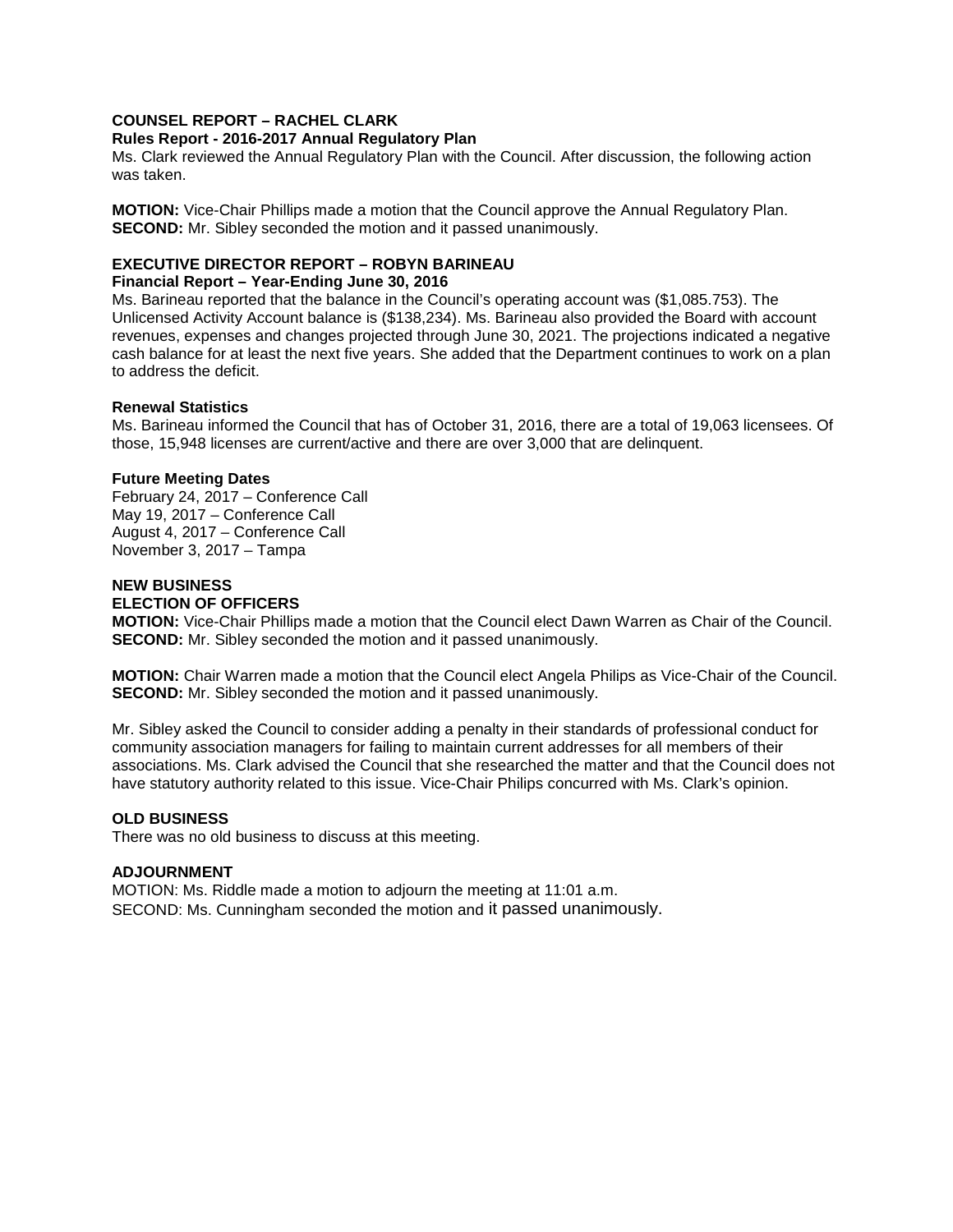**COUNSEL REPORT – RACHEL CLARK**
**Rules Report - 2016-2017 Annual Regulatory Plan**
Ms. Clark reviewed the Annual Regulatory Plan with the Council. After discussion, the following action was taken.

**MOTION:** Vice-Chair Phillips made a motion that the Council approve the Annual Regulatory Plan.
**SECOND:** Mr. Sibley seconded the motion and it passed unanimously.

**EXECUTIVE DIRECTOR REPORT – ROBYN BARINEAU**
**Financial Report – Year-Ending June 30, 2016**
Ms. Barineau reported that the balance in the Council's operating account was ($1,085.753). The Unlicensed Activity Account balance is ($138,234). Ms. Barineau also provided the Board with account revenues, expenses and changes projected through June 30, 2021. The projections indicated a negative cash balance for at least the next five years. She added that the Department continues to work on a plan to address the deficit.

**Renewal Statistics**
Ms. Barineau informed the Council that has of October 31, 2016, there are a total of 19,063 licensees. Of those, 15,948 licenses are current/active and there are over 3,000 that are delinquent.

**Future Meeting Dates**
February 24, 2017 – Conference Call
May 19, 2017 – Conference Call
August 4, 2017 – Conference Call
November 3, 2017 – Tampa

**NEW BUSINESS**
**ELECTION OF OFFICERS**
**MOTION:** Vice-Chair Phillips made a motion that the Council elect Dawn Warren as Chair of the Council.
**SECOND:** Mr. Sibley seconded the motion and it passed unanimously.

**MOTION:** Chair Warren made a motion that the Council elect Angela Philips as Vice-Chair of the Council.
**SECOND:** Mr. Sibley seconded the motion and it passed unanimously.

Mr. Sibley asked the Council to consider adding a penalty in their standards of professional conduct for community association managers for failing to maintain current addresses for all members of their associations. Ms. Clark advised the Council that she researched the matter and that the Council does not have statutory authority related to this issue. Vice-Chair Philips concurred with Ms. Clark's opinion.

**OLD BUSINESS**
There was no old business to discuss at this meeting.

**ADJOURNMENT**
MOTION: Ms. Riddle made a motion to adjourn the meeting at 11:01 a.m.
SECOND: Ms. Cunningham seconded the motion and it passed unanimously.